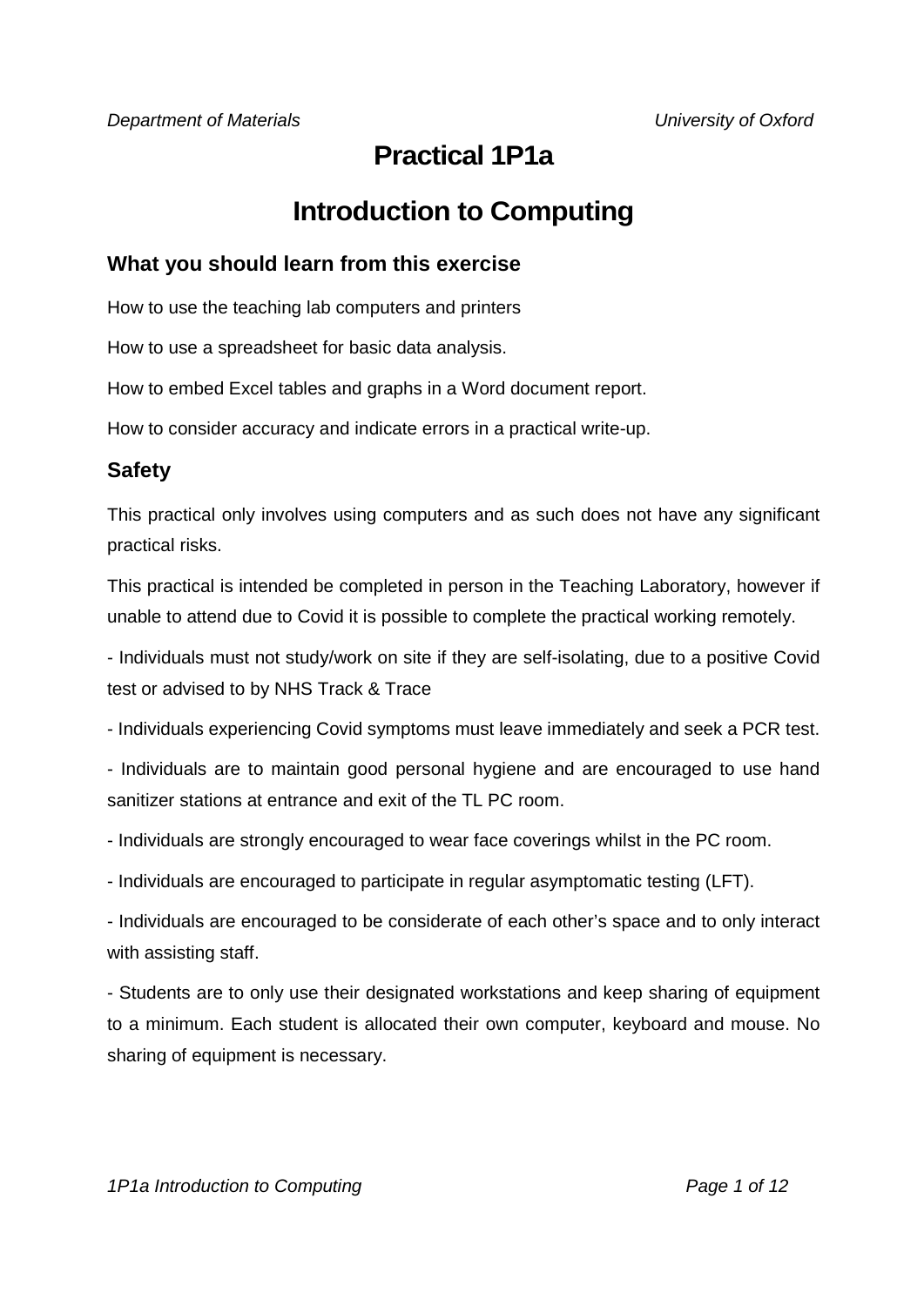# Practical 1P1a

# Introduction to Computing

## What you should learn from this exercise

How to use the teaching lab computers and printers

How to use a spreadsheet for basic data analysis.

How to embed Excel tables and graphs in a Word document report.

How to consider accuracy and indicate errors in a practical write-up.

## Safety

This practical only involves using computers and as such does not have any significant practical risks.

This practical is intended be completed in person in the Teaching Laboratory, however if unable to attend due to Covid it is possible to complete the practical working remotely.

- Individuals must not study/work on site if they are self-isolating, due to a positive Covid test or advised to by NHS Track & Trace

- Individuals experiencing Covid symptoms must leave immediately and seek a PCR test.

- Individuals are to maintain good personal hygiene and are encouraged to use hand sanitizer stations at entrance and exit of the TL PC room.

- Individuals are strongly encouraged to wear face coverings whilst in the PC room.

- Individuals are encouraged to participate in regular asymptomatic testing (LFT).

- Individuals are encouraged to be considerate of each other's space and to only interact with assisting staff.

- Students are to only use their designated workstations and keep sharing of equipment to a minimum. Each student is allocated their own computer, keyboard and mouse. No sharing of equipment is necessary.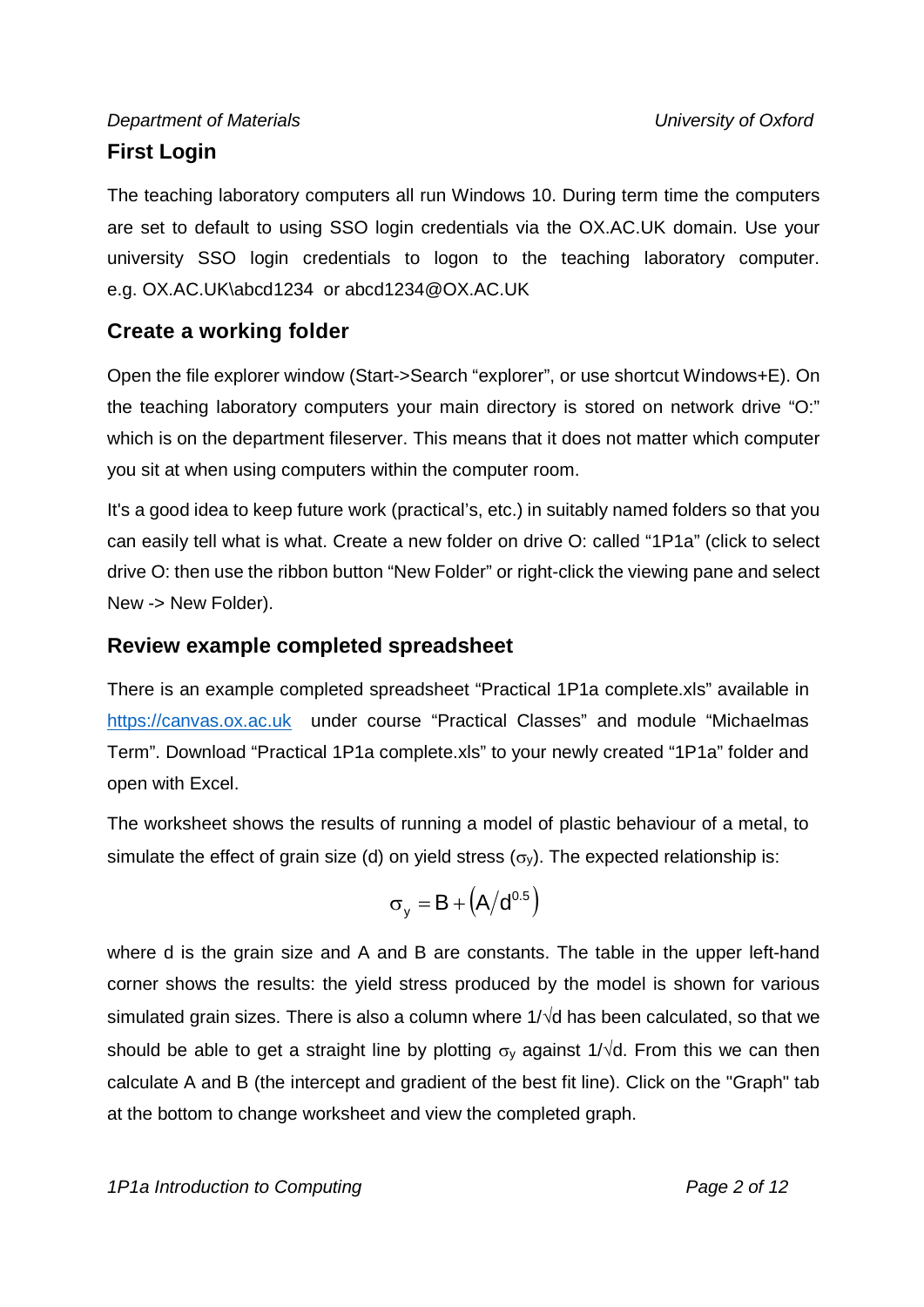## First Login

The teaching laboratory computers all run Windows 10. During term time the computers are set to default to using SSO login credentials via the OX.AC.UK domain. Use your university SSO login credentials to logon to the teaching laboratory computer. e.g. OX.AC.UK\abcd1234 or abcd1234@OX.AC.UK

## Create a working folder

Open the file explorer window (Start->Search "explorer", or use shortcut Windows+E). On the teaching laboratory computers your main directory is stored on network drive "O:" which is on the department fileserver. This means that it does not matter which computer you sit at when using computers within the computer room.

It's a good idea to keep future work (practical's, etc.) in suitably named folders so that you can easily tell what is what. Create a new folder on drive O: called "1P1a" (click to select drive O: then use the ribbon button "New Folder" or right-click the viewing pane and select New -> New Folder).

## Review example completed spreadsheet

There is an example completed spreadsheet "Practical 1P1a complete.xls" available in https://canvas.ox.ac.uk under course "Practical Classes" and module "Michaelmas Term". Download "Practical 1P1a complete.xls" to your newly created "1P1a" folder and open with Excel.

The worksheet shows the results of running a model of plastic behaviour of a metal, to simulate the effect of grain size (d) on yield stress ($\sigma_y$). The expected relationship is:

$$\sigma_y = B + \left(A / d^{0.5}\right)$$

where d is the grain size and A and B are constants. The table in the upper left-hand corner shows the results: the yield stress produced by the model is shown for various simulated grain sizes. There is also a column where $1/\sqrt{d}$ has been calculated, so that we should be able to get a straight line by plotting $\sigma_y$ against $1/\sqrt{d}$. From this we can then calculate A and B (the intercept and gradient of the best fit line). Click on the "Graph" tab at the bottom to change worksheet and view the completed graph.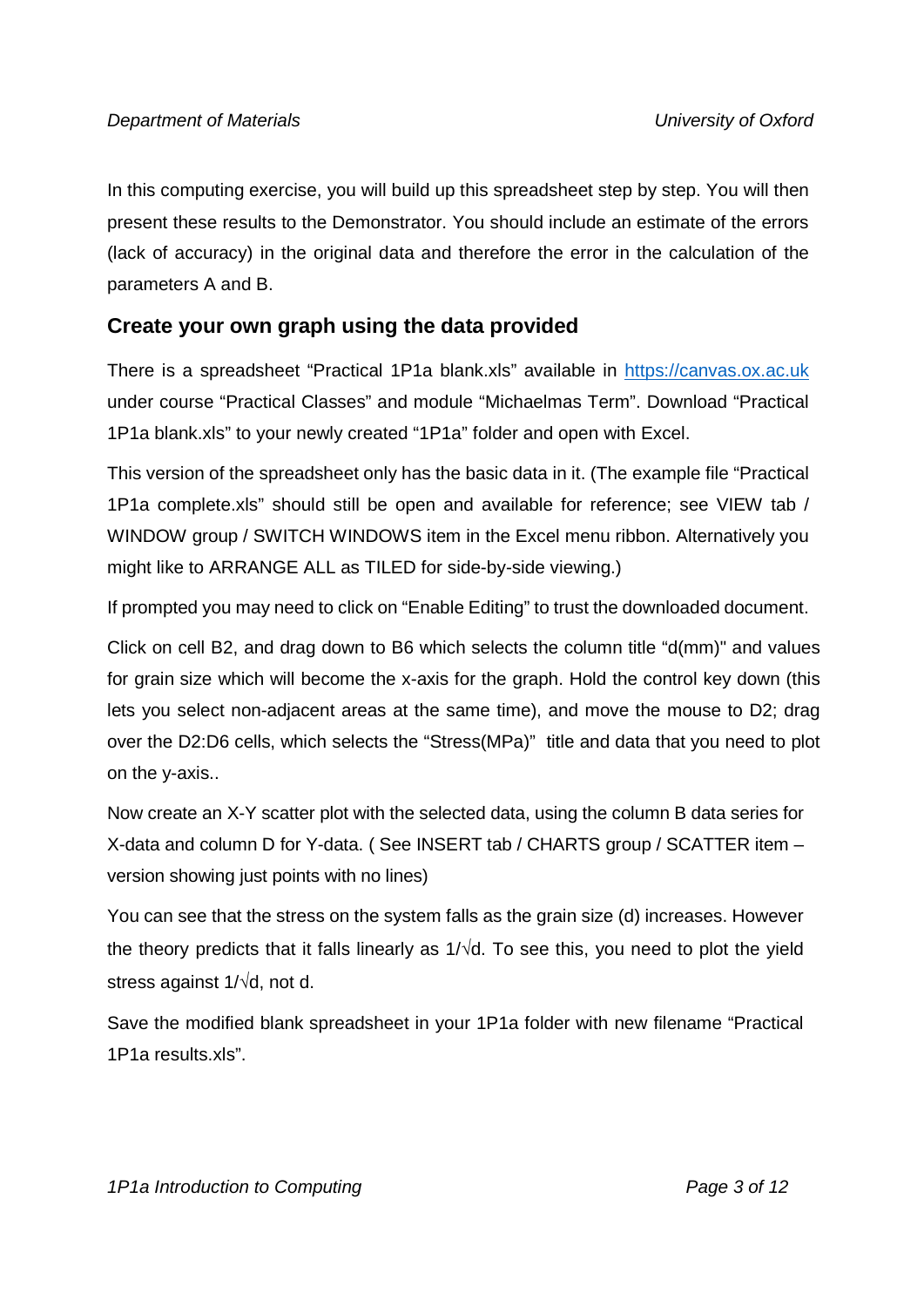In this computing exercise, you will build up this spreadsheet step by step. You will then present these results to the Demonstrator. You should include an estimate of the errors (lack of accuracy) in the original data and therefore the error in the calculation of the parameters A and B.

## Create your own graph using the data provided

There is a spreadsheet "Practical 1P1a blank.xls" available in [https://canvas.ox.ac.uk](https://canvas.ox.ac.uk) under course "Practical Classes" and module "Michaelmas Term". Download "Practical 1P1a blank.xls" to your newly created "1P1a" folder and open with Excel.

This version of the spreadsheet only has the basic data in it. (The example file "Practical 1P1a complete.xls" should still be open and available for reference; see VIEW tab / WINDOW group / SWITCH WINDOWS item in the Excel menu ribbon. Alternatively you might like to ARRANGE ALL as TILED for side-by-side viewing.)

If prompted you may need to click on "Enable Editing" to trust the downloaded document.

Click on cell B2, and drag down to B6 which selects the column title "d(mm)" and values for grain size which will become the x-axis for the graph. Hold the control key down (this lets you select non-adjacent areas at the same time), and move the mouse to D2; drag over the D2:D6 cells, which selects the "Stress(MPa)" title and data that you need to plot on the y-axis..

Now create an X-Y scatter plot with the selected data, using the column B data series for X-data and column D for Y-data. ( See INSERT tab / CHARTS group / SCATTER item – version showing just points with no lines)

You can see that the stress on the system falls as the grain size (d) increases. However the theory predicts that it falls linearly as $1/\sqrt{d}$. To see this, you need to plot the yield stress against $1/\sqrt{d}$, not d.

Save the modified blank spreadsheet in your 1P1a folder with new filename "Practical 1P1a results.xls".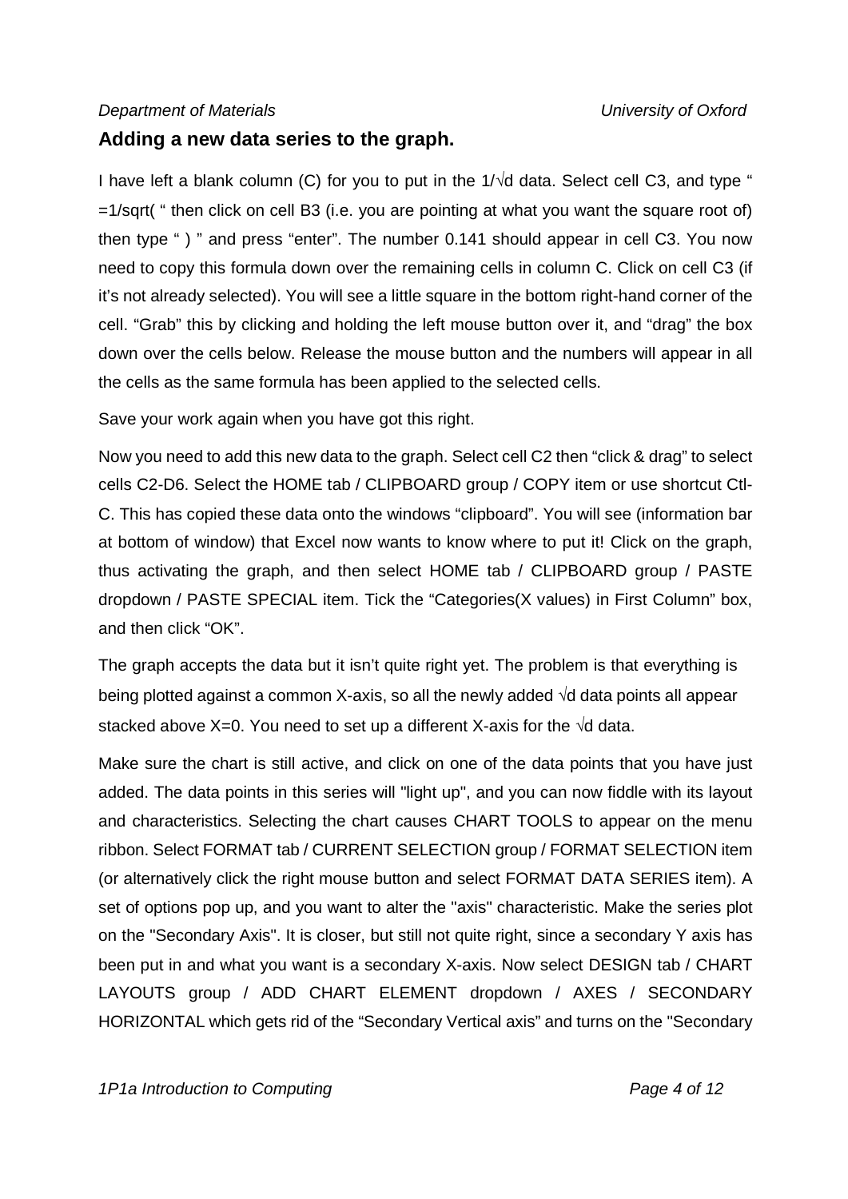## Adding a new data series to the graph.

I have left a blank column (C) for you to put in the 1/√d data. Select cell C3, and type " =1/sqrt( " then click on cell B3 (i.e. you are pointing at what you want the square root of) then type " ) " and press "enter". The number 0.141 should appear in cell C3. You now need to copy this formula down over the remaining cells in column C. Click on cell C3 (if it's not already selected). You will see a little square in the bottom right-hand corner of the cell. "Grab" this by clicking and holding the left mouse button over it, and "drag" the box down over the cells below. Release the mouse button and the numbers will appear in all the cells as the same formula has been applied to the selected cells.

Save your work again when you have got this right.

Now you need to add this new data to the graph. Select cell C2 then "click & drag" to select cells C2-D6. Select the HOME tab / CLIPBOARD group / COPY item or use shortcut Ctl-C. This has copied these data onto the windows "clipboard". You will see (information bar at bottom of window) that Excel now wants to know where to put it! Click on the graph, thus activating the graph, and then select HOME tab / CLIPBOARD group / PASTE dropdown / PASTE SPECIAL item. Tick the "Categories(X values) in First Column" box, and then click "OK".

The graph accepts the data but it isn't quite right yet. The problem is that everything is being plotted against a common X-axis, so all the newly added √d data points all appear stacked above X=0. You need to set up a different X-axis for the √d data.

Make sure the chart is still active, and click on one of the data points that you have just added. The data points in this series will "light up", and you can now fiddle with its layout and characteristics. Selecting the chart causes CHART TOOLS to appear on the menu ribbon. Select FORMAT tab / CURRENT SELECTION group / FORMAT SELECTION item (or alternatively click the right mouse button and select FORMAT DATA SERIES item). A set of options pop up, and you want to alter the "axis" characteristic. Make the series plot on the "Secondary Axis". It is closer, but still not quite right, since a secondary Y axis has been put in and what you want is a secondary X-axis. Now select DESIGN tab / CHART LAYOUTS group / ADD CHART ELEMENT dropdown / AXES / SECONDARY HORIZONTAL which gets rid of the "Secondary Vertical axis" and turns on the "Secondary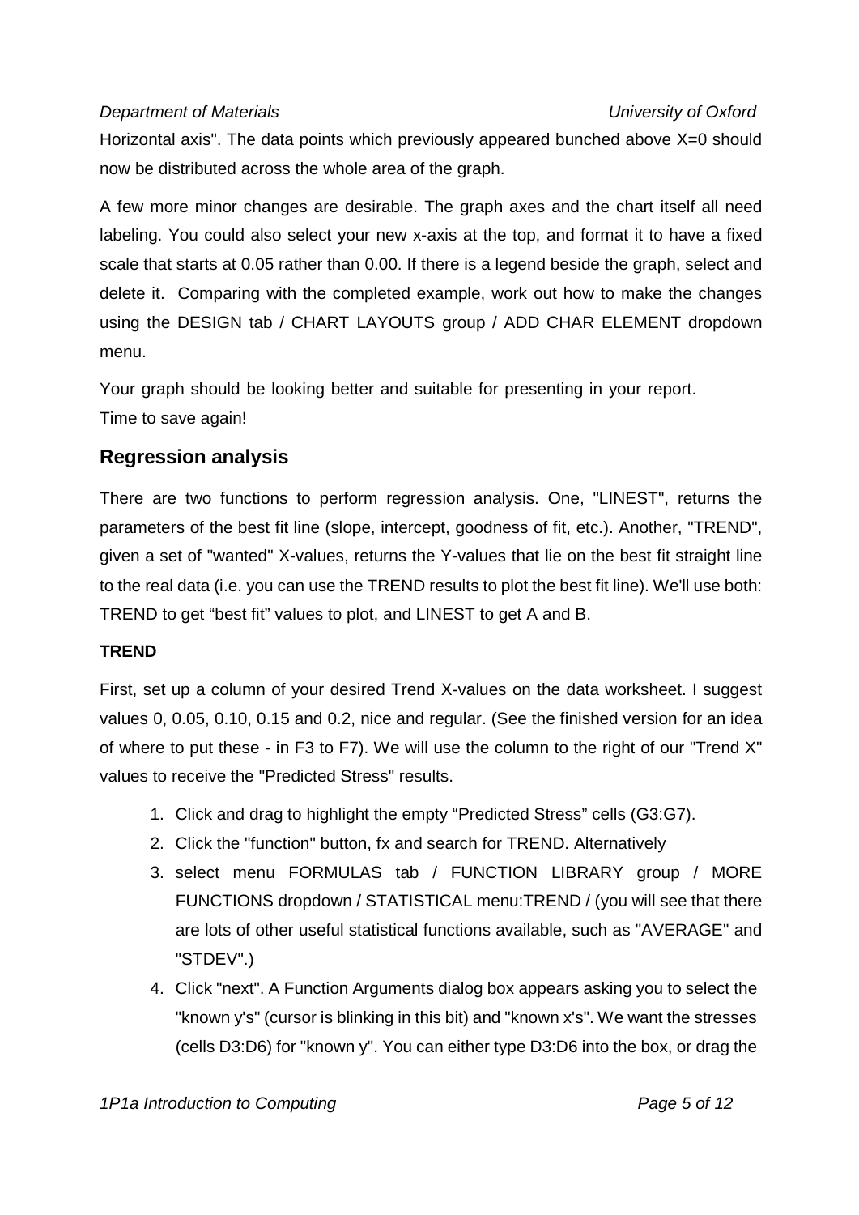Horizontal axis". The data points which previously appeared bunched above X=0 should now be distributed across the whole area of the graph.

A few more minor changes are desirable. The graph axes and the chart itself all need labeling. You could also select your new x-axis at the top, and format it to have a fixed scale that starts at 0.05 rather than 0.00. If there is a legend beside the graph, select and delete it. Comparing with the completed example, work out how to make the changes using the DESIGN tab / CHART LAYOUTS group / ADD CHAR ELEMENT dropdown menu.

Your graph should be looking better and suitable for presenting in your report.
Time to save again!

## Regression analysis

There are two functions to perform regression analysis. One, "LINEST", returns the parameters of the best fit line (slope, intercept, goodness of fit, etc.). Another, "TREND", given a set of "wanted" X-values, returns the Y-values that lie on the best fit straight line to the real data (i.e. you can use the TREND results to plot the best fit line). We'll use both: TREND to get "best fit" values to plot, and LINEST to get A and B.

### TREND

First, set up a column of your desired Trend X-values on the data worksheet. I suggest values 0, 0.05, 0.10, 0.15 and 0.2, nice and regular. (See the finished version for an idea of where to put these - in F3 to F7). We will use the column to the right of our "Trend X" values to receive the "Predicted Stress" results.

1. Click and drag to highlight the empty "Predicted Stress" cells (G3:G7).
2. Click the "function" button, fx and search for TREND. Alternatively
3. select menu FORMULAS tab / FUNCTION LIBRARY group / MORE FUNCTIONS dropdown / STATISTICAL menu:TREND / (you will see that there are lots of other useful statistical functions available, such as "AVERAGE" and "STDEV".)
4. Click "next". A Function Arguments dialog box appears asking you to select the "known y's" (cursor is blinking in this bit) and "known x's". We want the stresses (cells D3:D6) for "known y". You can either type D3:D6 into the box, or drag the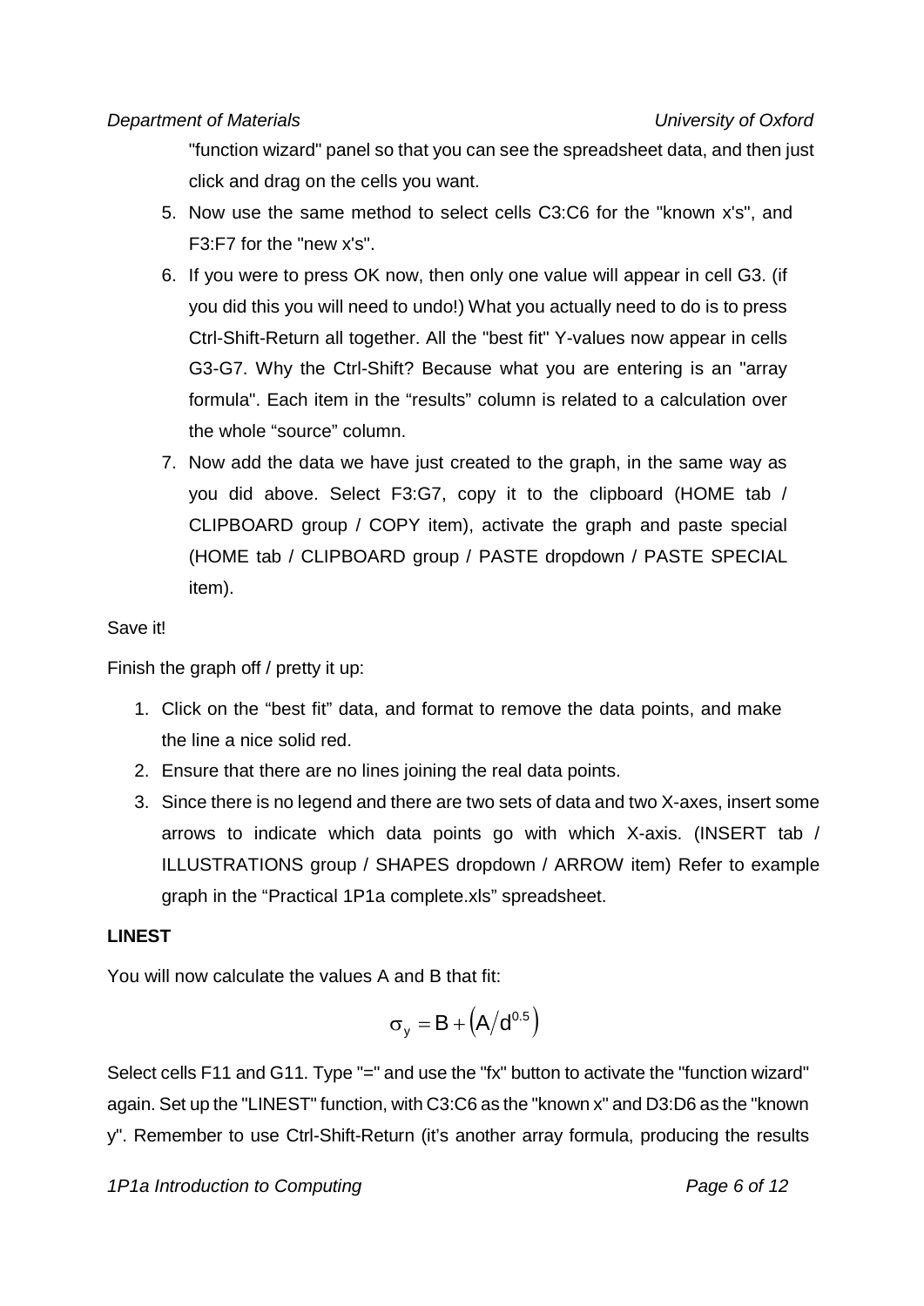"function wizard" panel so that you can see the spreadsheet data, and then just click and drag on the cells you want.

5. Now use the same method to select cells C3:C6 for the "known x's", and F3:F7 for the "new x's".
6. If you were to press OK now, then only one value will appear in cell G3. (if you did this you will need to undo!) What you actually need to do is to press Ctrl-Shift-Return all together. All the "best fit" Y-values now appear in cells G3-G7. Why the Ctrl-Shift? Because what you are entering is an "array formula". Each item in the "results" column is related to a calculation over the whole "source" column.
7. Now add the data we have just created to the graph, in the same way as you did above. Select F3:G7, copy it to the clipboard (HOME tab / CLIPBOARD group / COPY item), activate the graph and paste special (HOME tab / CLIPBOARD group / PASTE dropdown / PASTE SPECIAL item).

Save it!

Finish the graph off / pretty it up:

1. Click on the "best fit" data, and format to remove the data points, and make the line a nice solid red.
2. Ensure that there are no lines joining the real data points.
3. Since there is no legend and there are two sets of data and two X-axes, insert some arrows to indicate which data points go with which X-axis. (INSERT tab / ILLUSTRATIONS group / SHAPES dropdown / ARROW item) Refer to example graph in the "Practical 1P1a complete.xls" spreadsheet.

**LINEST**

You will now calculate the values A and B that fit:

$$\sigma_y = B + \left(A / d^{0.5}\right)$$

Select cells F11 and G11. Type "=" and use the "fx" button to activate the "function wizard" again. Set up the "LINEST" function, with C3:C6 as the "known x" and D3:D6 as the "known y". Remember to use Ctrl-Shift-Return (it's another array formula, producing the results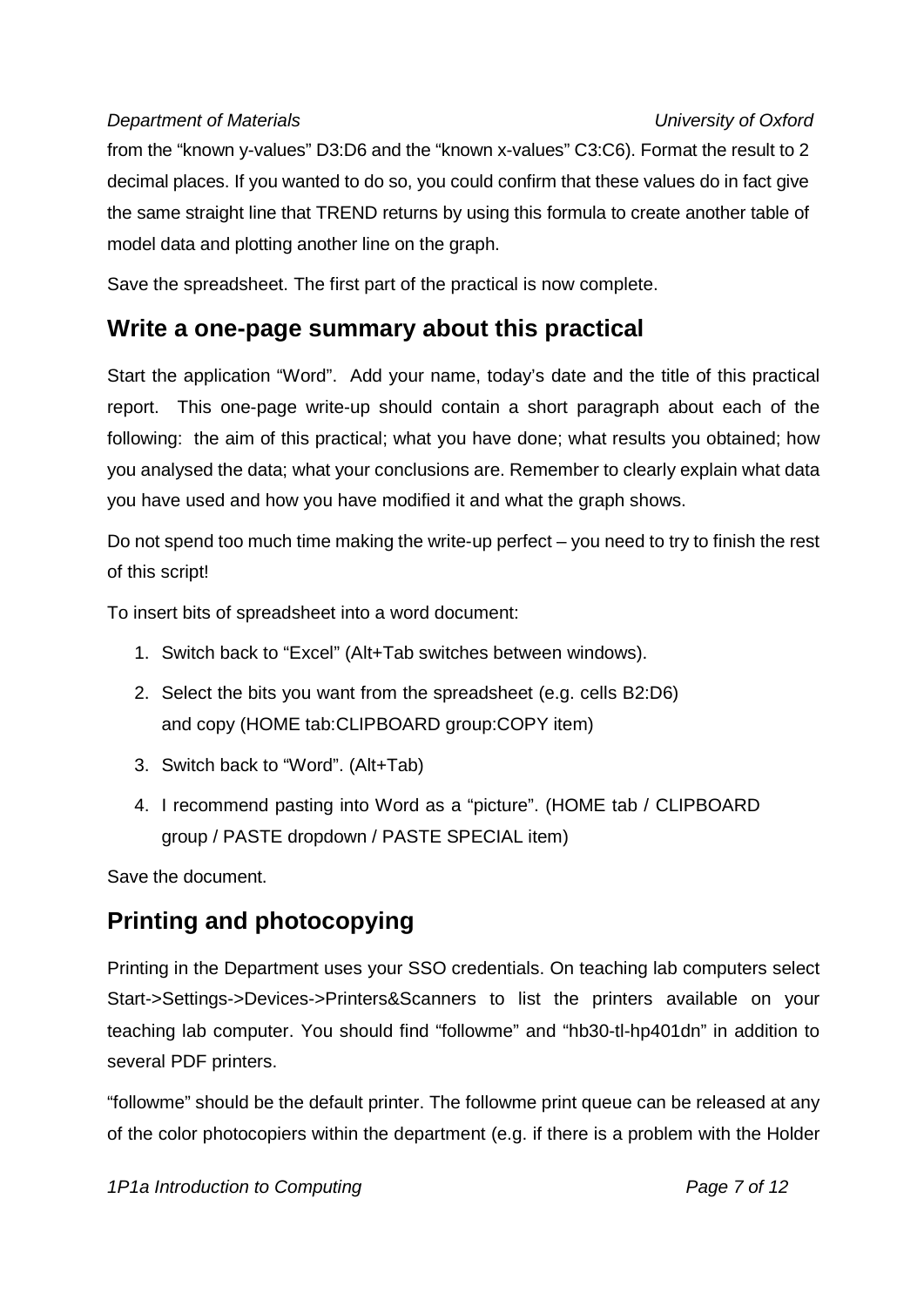from the “known y-values” D3:D6 and the “known x-values” C3:C6). Format the result to 2 decimal places. If you wanted to do so, you could confirm that these values do in fact give the same straight line that TREND returns by using this formula to create another table of model data and plotting another line on the graph.

Save the spreadsheet. The first part of the practical is now complete.

## Write a one-page summary about this practical

Start the application “Word”. Add your name, today’s date and the title of this practical report. This one-page write-up should contain a short paragraph about each of the following: the aim of this practical; what you have done; what results you obtained; how you analysed the data; what your conclusions are. Remember to clearly explain what data you have used and how you have modified it and what the graph shows.

Do not spend too much time making the write-up perfect – you need to try to finish the rest of this script!

To insert bits of spreadsheet into a word document:

1. Switch back to “Excel” (Alt+Tab switches between windows).
2. Select the bits you want from the spreadsheet (e.g. cells B2:D6) and copy (HOME tab:CLIPBOARD group:COPY item)
3. Switch back to “Word”. (Alt+Tab)
4. I recommend pasting into Word as a “picture”. (HOME tab / CLIPBOARD group / PASTE dropdown / PASTE SPECIAL item)

Save the document.

## Printing and photocopying

Printing in the Department uses your SSO credentials. On teaching lab computers select Start->Settings->Devices->Printers&Scanners to list the printers available on your teaching lab computer. You should find “followme” and “hb30-tl-hp401dn” in addition to several PDF printers.

“followme” should be the default printer. The followme print queue can be released at any of the color photocopiers within the department (e.g. if there is a problem with the Holder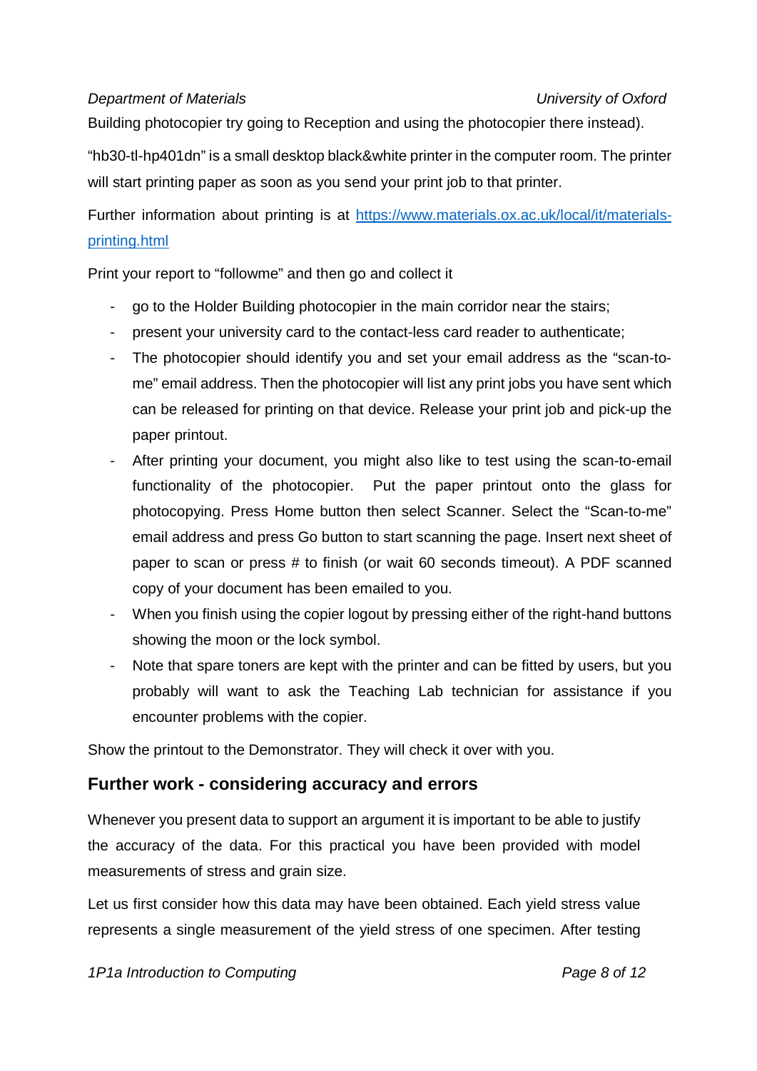Building photocopier try going to Reception and using the photocopier there instead).

“hb30-tl-hp401dn” is a small desktop black&white printer in the computer room. The printer will start printing paper as soon as you send your print job to that printer.

Further information about printing is at [https://www.materials.ox.ac.uk/local/it/materials-printing.html](https://www.materials.ox.ac.uk/local/it/materials-printing.html)

Print your report to “followme” and then go and collect it

- go to the Holder Building photocopier in the main corridor near the stairs;
- present your university card to the contact-less card reader to authenticate;
- The photocopier should identify you and set your email address as the “scan-to-me” email address. Then the photocopier will list any print jobs you have sent which can be released for printing on that device. Release your print job and pick-up the paper printout.
- After printing your document, you might also like to test using the scan-to-email functionality of the photocopier. Put the paper printout onto the glass for photocopying. Press Home button then select Scanner. Select the “Scan-to-me” email address and press Go button to start scanning the page. Insert next sheet of paper to scan or press # to finish (or wait 60 seconds timeout). A PDF scanned copy of your document has been emailed to you.
- When you finish using the copier logout by pressing either of the right-hand buttons showing the moon or the lock symbol.
- Note that spare toners are kept with the printer and can be fitted by users, but you probably will want to ask the Teaching Lab technician for assistance if you encounter problems with the copier.

Show the printout to the Demonstrator. They will check it over with you.

## Further work - considering accuracy and errors

Whenever you present data to support an argument it is important to be able to justify the accuracy of the data. For this practical you have been provided with model measurements of stress and grain size.

Let us first consider how this data may have been obtained. Each yield stress value represents a single measurement of the yield stress of one specimen. After testing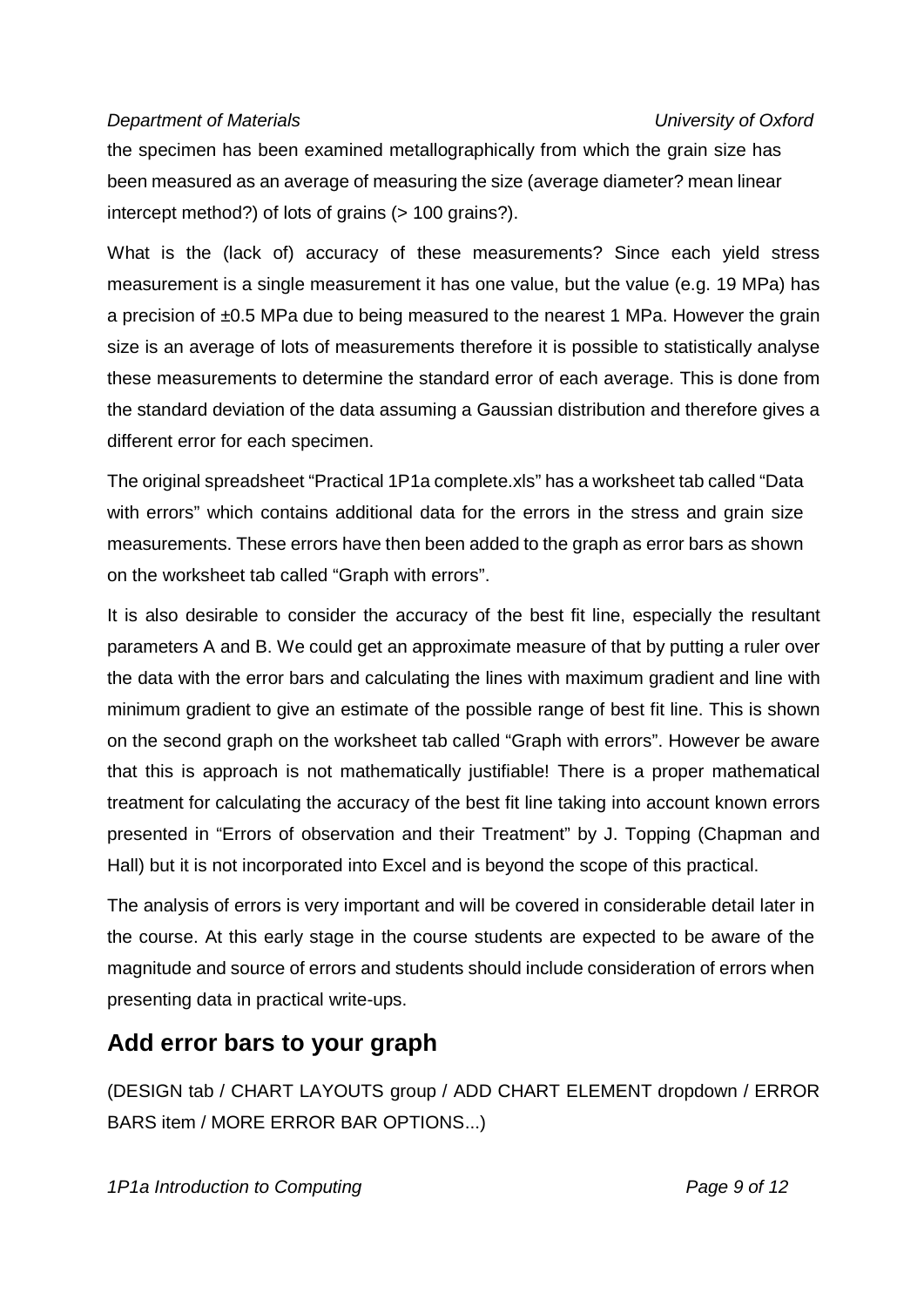the specimen has been examined metallographically from which the grain size has been measured as an average of measuring the size (average diameter? mean linear intercept method?) of lots of grains (> 100 grains?).

What is the (lack of) accuracy of these measurements? Since each yield stress measurement is a single measurement it has one value, but the value (e.g. 19 MPa) has a precision of ±0.5 MPa due to being measured to the nearest 1 MPa. However the grain size is an average of lots of measurements therefore it is possible to statistically analyse these measurements to determine the standard error of each average. This is done from the standard deviation of the data assuming a Gaussian distribution and therefore gives a different error for each specimen.

The original spreadsheet "Practical 1P1a complete.xls" has a worksheet tab called "Data with errors" which contains additional data for the errors in the stress and grain size measurements. These errors have then been added to the graph as error bars as shown on the worksheet tab called "Graph with errors".

It is also desirable to consider the accuracy of the best fit line, especially the resultant parameters A and B. We could get an approximate measure of that by putting a ruler over the data with the error bars and calculating the lines with maximum gradient and line with minimum gradient to give an estimate of the possible range of best fit line. This is shown on the second graph on the worksheet tab called "Graph with errors". However be aware that this is approach is not mathematically justifiable! There is a proper mathematical treatment for calculating the accuracy of the best fit line taking into account known errors presented in "Errors of observation and their Treatment" by J. Topping (Chapman and Hall) but it is not incorporated into Excel and is beyond the scope of this practical.

The analysis of errors is very important and will be covered in considerable detail later in the course. At this early stage in the course students are expected to be aware of the magnitude and source of errors and students should include consideration of errors when presenting data in practical write-ups.

## Add error bars to your graph

(DESIGN tab / CHART LAYOUTS group / ADD CHART ELEMENT dropdown / ERROR BARS item / MORE ERROR BAR OPTIONS...)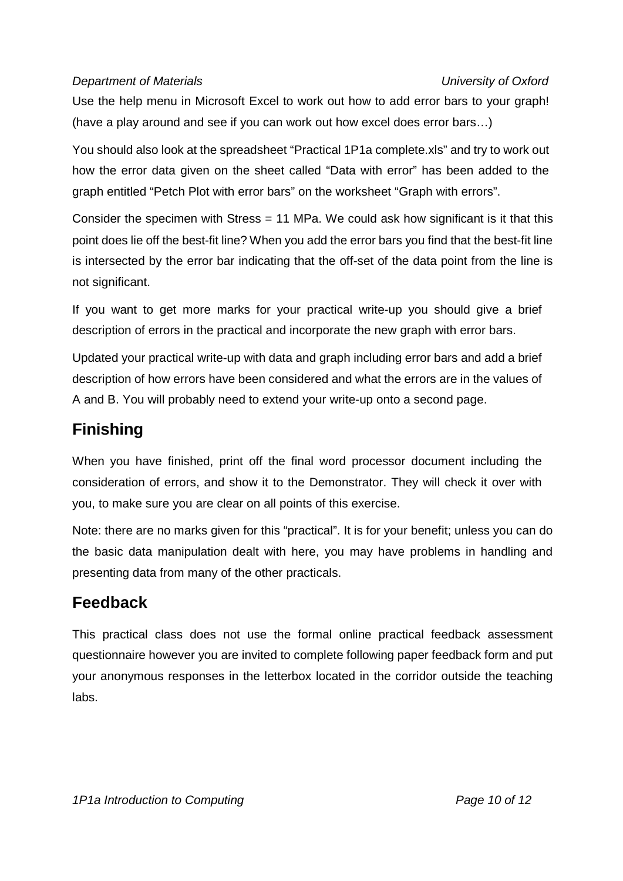Use the help menu in Microsoft Excel to work out how to add error bars to your graph! (have a play around and see if you can work out how excel does error bars…)

You should also look at the spreadsheet "Practical 1P1a complete.xls" and try to work out how the error data given on the sheet called "Data with error" has been added to the graph entitled "Petch Plot with error bars" on the worksheet "Graph with errors".

Consider the specimen with Stress = 11 MPa. We could ask how significant is it that this point does lie off the best-fit line? When you add the error bars you find that the best-fit line is intersected by the error bar indicating that the off-set of the data point from the line is not significant.

If you want to get more marks for your practical write-up you should give a brief description of errors in the practical and incorporate the new graph with error bars.

Updated your practical write-up with data and graph including error bars and add a brief description of how errors have been considered and what the errors are in the values of A and B. You will probably need to extend your write-up onto a second page.

## Finishing

When you have finished, print off the final word processor document including the consideration of errors, and show it to the Demonstrator. They will check it over with you, to make sure you are clear on all points of this exercise.

Note: there are no marks given for this "practical". It is for your benefit; unless you can do the basic data manipulation dealt with here, you may have problems in handling and presenting data from many of the other practicals.

## Feedback

This practical class does not use the formal online practical feedback assessment questionnaire however you are invited to complete following paper feedback form and put your anonymous responses in the letterbox located in the corridor outside the teaching labs.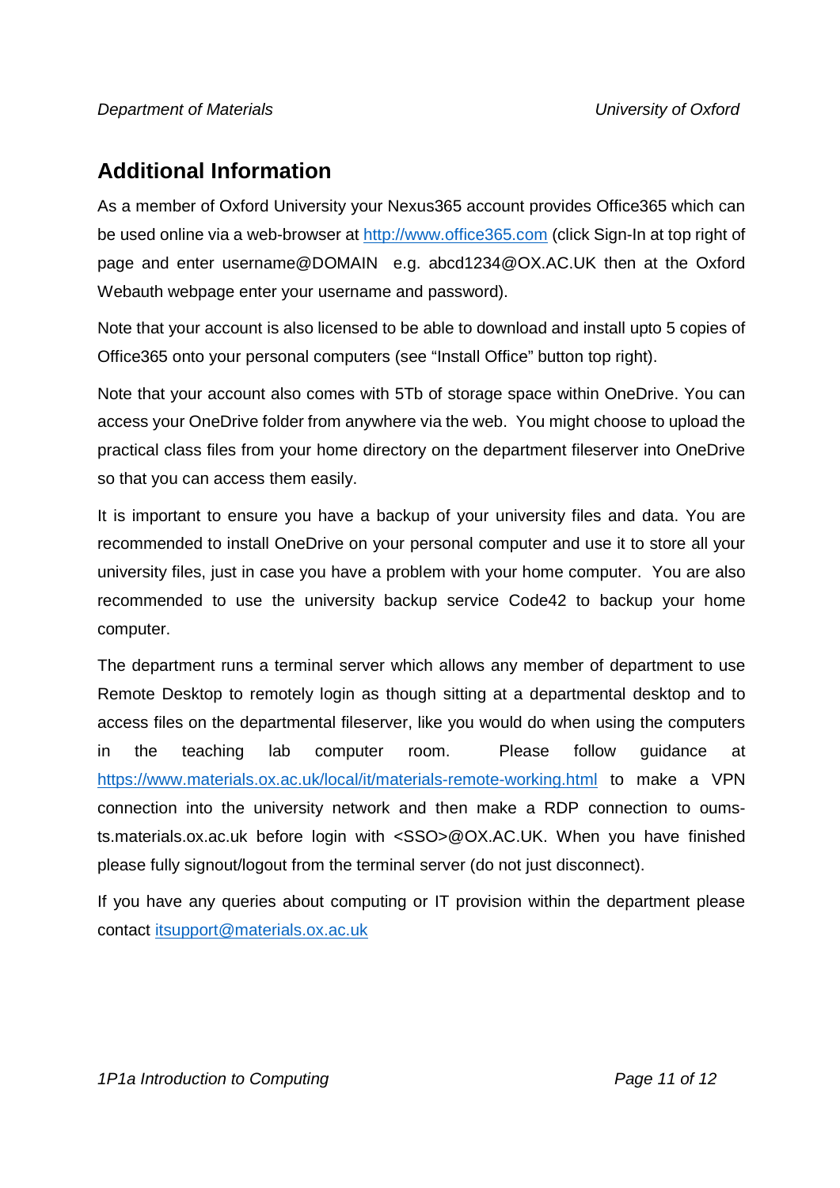## Additional Information

As a member of Oxford University your Nexus365 account provides Office365 which can be used online via a web-browser at [http://www.office365.com](http://www.office365.com) (click Sign-In at top right of page and enter username@DOMAIN e.g. abcd1234@OX.AC.UK then at the Oxford Webauth webpage enter your username and password).

Note that your account is also licensed to be able to download and install upto 5 copies of Office365 onto your personal computers (see "Install Office" button top right).

Note that your account also comes with 5Tb of storage space within OneDrive. You can access your OneDrive folder from anywhere via the web. You might choose to upload the practical class files from your home directory on the department fileserver into OneDrive so that you can access them easily.

It is important to ensure you have a backup of your university files and data. You are recommended to install OneDrive on your personal computer and use it to store all your university files, just in case you have a problem with your home computer. You are also recommended to use the university backup service Code42 to backup your home computer.

The department runs a terminal server which allows any member of department to use Remote Desktop to remotely login as though sitting at a departmental desktop and to access files on the departmental fileserver, like you would do when using the computers in the teaching lab computer room. Please follow guidance at [https://www.materials.ox.ac.uk/local/it/materials-remote-working.html](https://www.materials.ox.ac.uk/local/it/materials-remote-working.html) to make a VPN connection into the university network and then make a RDP connection to oums-ts.materials.ox.ac.uk before login with <SSO>@OX.AC.UK. When you have finished please fully signout/logout from the terminal server (do not just disconnect).

If you have any queries about computing or IT provision within the department please contact [itsupport@materials.ox.ac.uk](mailto:itsupport@materials.ox.ac.uk)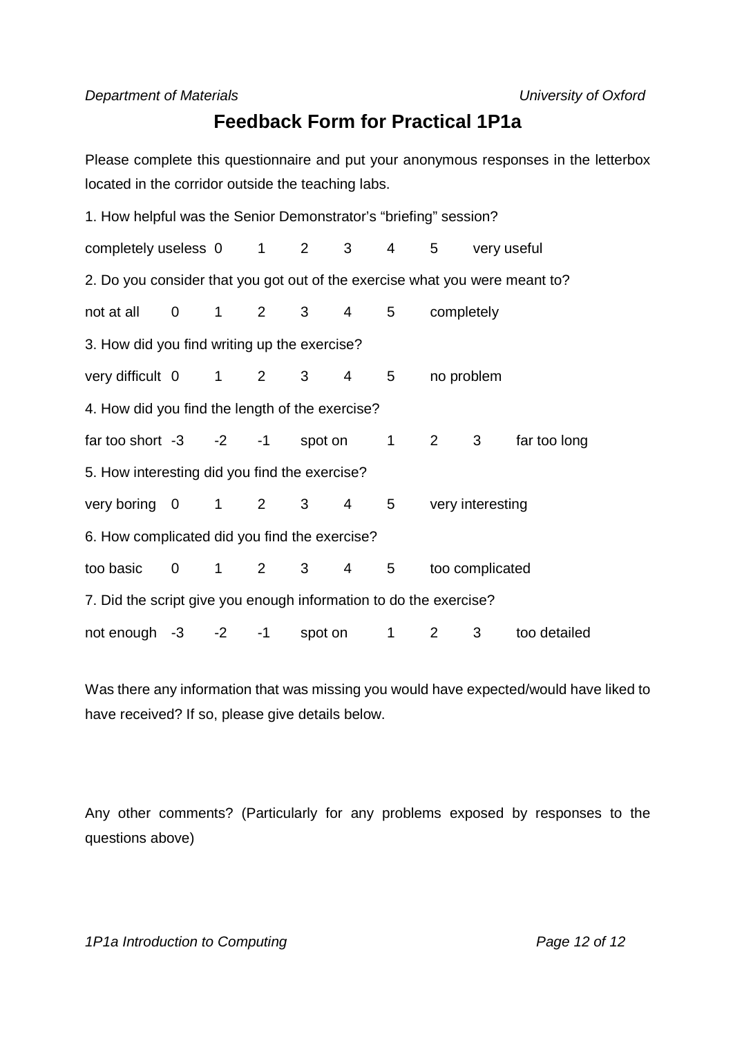*Department of Materials* *University of Oxford*

## Feedback Form for Practical 1P1a

Please complete this questionnaire and put your anonymous responses in the letterbox located in the corridor outside the teaching labs.

1. How helpful was the Senior Demonstrator's "briefing" session?

completely useless 0 1 2 3 4 5 very useful

2. Do you consider that you got out of the exercise what you were meant to?

not at all 0 1 2 3 4 5 completely

3. How did you find writing up the exercise?

very difficult 0 1 2 3 4 5 no problem

4. How did you find the length of the exercise?

far too short -3 -2 -1 spot on 1 2 3 far too long

5. How interesting did you find the exercise?

very boring 0 1 2 3 4 5 very interesting

6. How complicated did you find the exercise?

too basic 0 1 2 3 4 5 too complicated

7. Did the script give you enough information to do the exercise?

not enough -3 -2 -1 spot on 1 2 3 too detailed

Was there any information that was missing you would have expected/would have liked to have received? If so, please give details below.

Any other comments? (Particularly for any problems exposed by responses to the questions above)